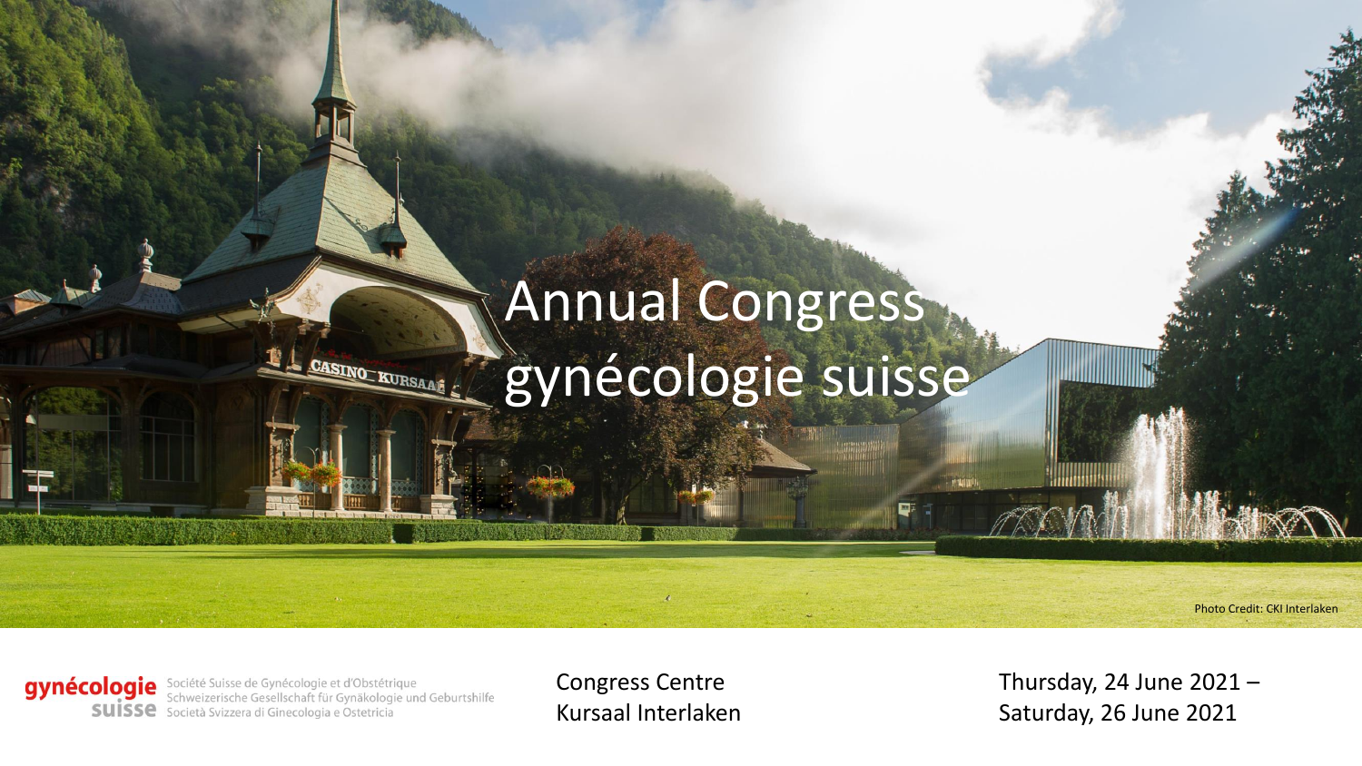# Annual Congress gynécologie suisse

Photo Credit: CKI Interlaken

gynécologie suisse
Société Suisse de Gynécologie et d'Obstétrique
Schweizerische Gesellschaft für Gynäkologie und Geburtshilfe
Società Svizzera di Ginecologia e Ostetricia

Congress Centre
Kursaal Interlaken

Thursday, 24 June 2021 –
Saturday, 26 June 2021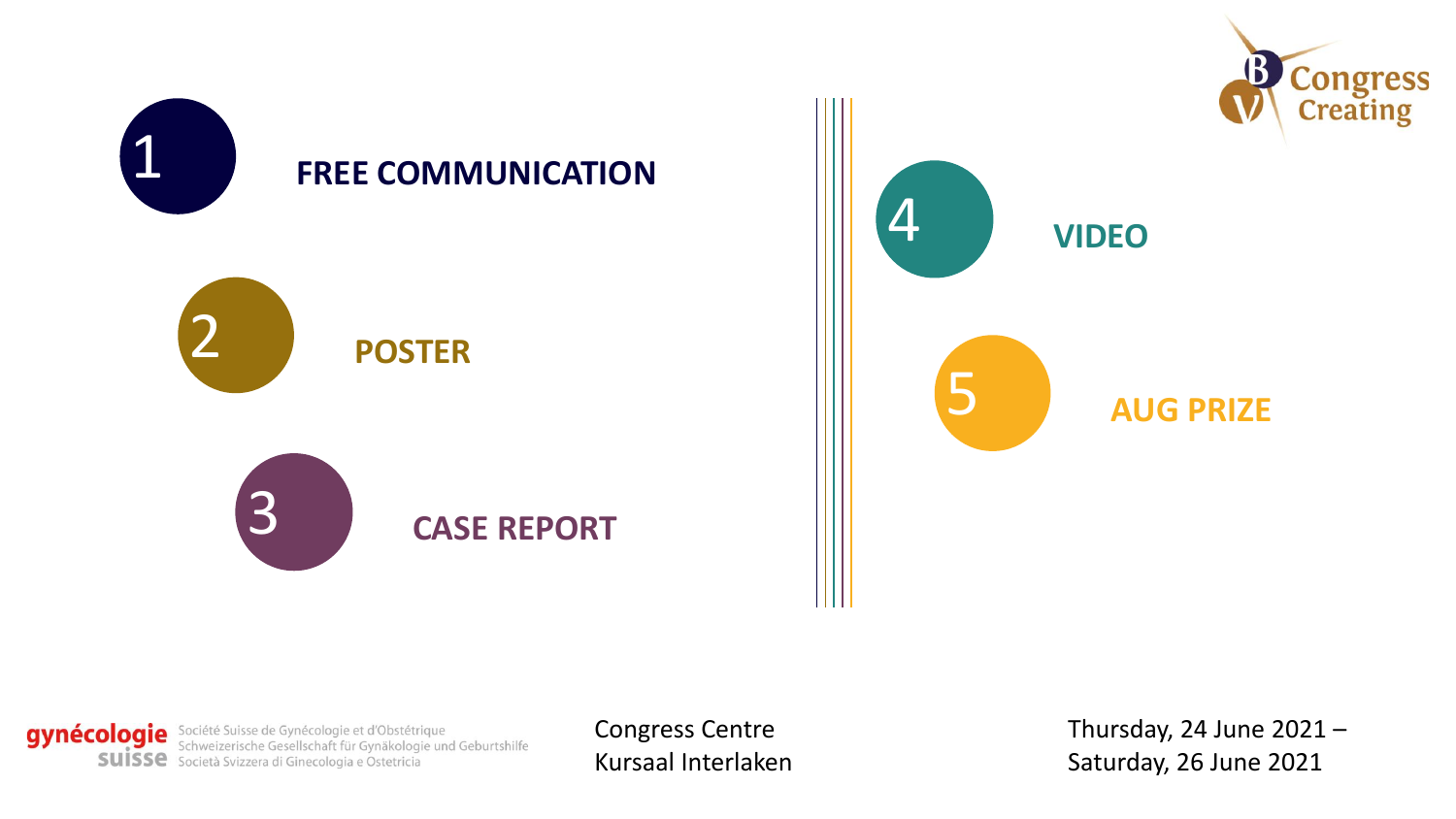1 **FREE COMMUNICATION**

2 **POSTER**

3 **CASE REPORT**

4 **VIDEO**

5 **AUG PRIZE**

Congress Creating

gynécologie suisse
Société Suisse de Gynécologie et d'Obstétrique
Schweizerische Gesellschaft für Gynäkologie und Geburtshilfe
Società Svizzera di Ginecologia e Ostetricia

Congress Centre
Kursaal Interlaken

Thursday, 24 June 2021 –
Saturday, 26 June 2021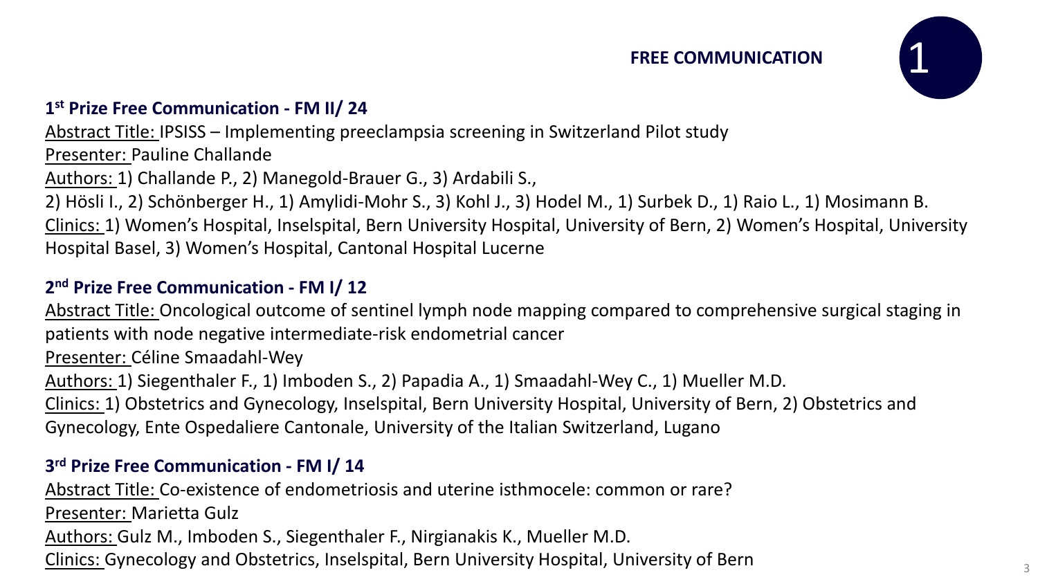## FREE COMMUNICATION 1

### 1st Prize Free Communication - FM II/ 24

Abstract Title: IPSISS – Implementing preeclampsia screening in Switzerland Pilot study

Presenter: Pauline Challande

Authors: 1) Challande P., 2) Manegold-Brauer G., 3) Ardabili S., 2) Hösli I., 2) Schönberger H., 1) Amylidi-Mohr S., 3) Kohl J., 3) Hodel M., 1) Surbek D., 1) Raio L., 1) Mosimann B.

Clinics: 1) Women's Hospital, Inselspital, Bern University Hospital, University of Bern, 2) Women's Hospital, University Hospital Basel, 3) Women's Hospital, Cantonal Hospital Lucerne

### 2nd Prize Free Communication - FM I/ 12

Abstract Title: Oncological outcome of sentinel lymph node mapping compared to comprehensive surgical staging in patients with node negative intermediate-risk endometrial cancer

Presenter: Céline Smaadahl-Wey

Authors: 1) Siegenthaler F., 1) Imboden S., 2) Papadia A., 1) Smaadahl-Wey C., 1) Mueller M.D.

Clinics: 1) Obstetrics and Gynecology, Inselspital, Bern University Hospital, University of Bern, 2) Obstetrics and Gynecology, Ente Ospedaliere Cantonale, University of the Italian Switzerland, Lugano

### 3rd Prize Free Communication - FM I/ 14

Abstract Title: Co-existence of endometriosis and uterine isthmocele: common or rare?

Presenter: Marietta Gulz

Authors: Gulz M., Imboden S., Siegenthaler F., Nirgianakis K., Mueller M.D.

Clinics: Gynecology and Obstetrics, Inselspital, Bern University Hospital, University of Bern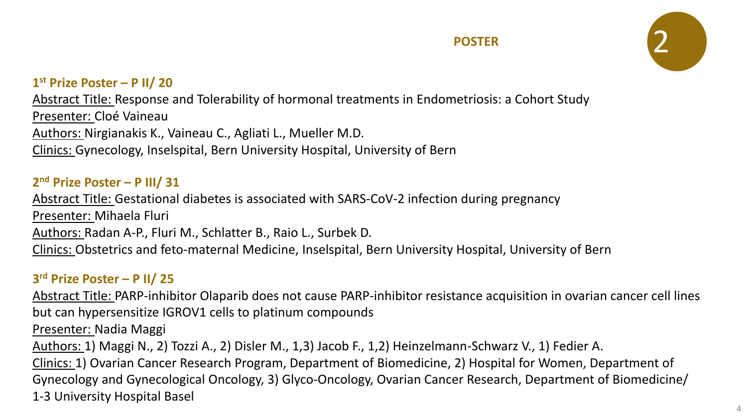# POSTER

2

### 1st Prize Poster – P II/ 20

Abstract Title: Response and Tolerability of hormonal treatments in Endometriosis: a Cohort Study
Presenter: Cloé Vaineau
Authors: Nirgianakis K., Vaineau C., Agliati L., Mueller M.D.
Clinics: Gynecology, Inselspital, Bern University Hospital, University of Bern

### 2nd Prize Poster – P III/ 31

Abstract Title: Gestational diabetes is associated with SARS-CoV-2 infection during pregnancy
Presenter: Mihaela Fluri
Authors: Radan A-P., Fluri M., Schlatter B., Raio L., Surbek D.
Clinics: Obstetrics and feto-maternal Medicine, Inselspital, Bern University Hospital, University of Bern

### 3rd Prize Poster – P II/ 25

Abstract Title: PARP-inhibitor Olaparib does not cause PARP-inhibitor resistance acquisition in ovarian cancer cell lines but can hypersensitize IGROV1 cells to platinum compounds
Presenter: Nadia Maggi
Authors: 1) Maggi N., 2) Tozzi A., 2) Disler M., 1,3) Jacob F., 1,2) Heinzelmann-Schwarz V., 1) Fedier A.
Clinics: 1) Ovarian Cancer Research Program, Department of Biomedicine, 2) Hospital for Women, Department of Gynecology and Gynecological Oncology, 3) Glyco-Oncology, Ovarian Cancer Research, Department of Biomedicine/ 1-3 University Hospital Basel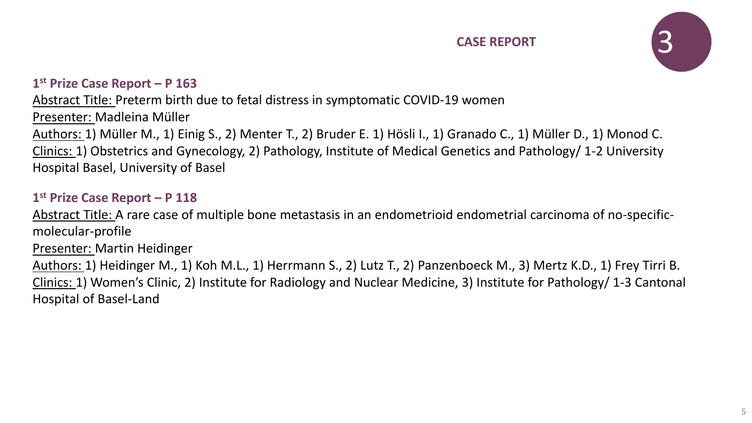## CASE REPORT

3

### 1st Prize Case Report – P 163

Abstract Title: Preterm birth due to fetal distress in symptomatic COVID-19 women
Presenter: Madleina Müller
Authors: 1) Müller M., 1) Einig S., 2) Menter T., 2) Bruder E. 1) Hösli I., 1) Granado C., 1) Müller D., 1) Monod C.
Clinics: 1) Obstetrics and Gynecology, 2) Pathology, Institute of Medical Genetics and Pathology/ 1-2 University Hospital Basel, University of Basel

### 1st Prize Case Report – P 118

Abstract Title: A rare case of multiple bone metastasis in an endometrioid endometrial carcinoma of no-specific-molecular-profile
Presenter: Martin Heidinger
Authors: 1) Heidinger M., 1) Koh M.L., 1) Herrmann S., 2) Lutz T., 2) Panzenboeck M., 3) Mertz K.D., 1) Frey Tirri B.
Clinics: 1) Women's Clinic, 2) Institute for Radiology and Nuclear Medicine, 3) Institute for Pathology/ 1-3 Cantonal Hospital of Basel-Land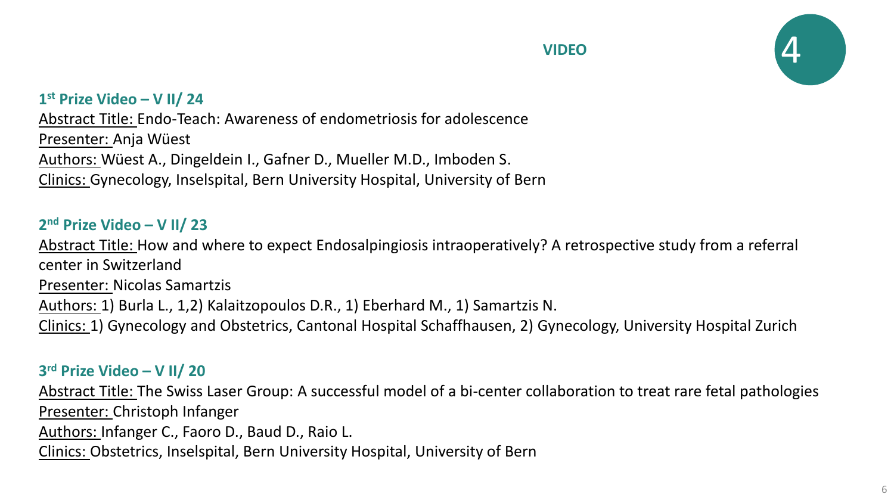## VIDEO

4

### 1st Prize Video – V II/ 24

Abstract Title: Endo-Teach: Awareness of endometriosis for adolescence
Presenter: Anja Wüest
Authors: Wüest A., Dingeldein I., Gafner D., Mueller M.D., Imboden S.
Clinics: Gynecology, Inselspital, Bern University Hospital, University of Bern

### 2nd Prize Video – V II/ 23

Abstract Title: How and where to expect Endosalpingiosis intraoperatively? A retrospective study from a referral center in Switzerland
Presenter: Nicolas Samartzis
Authors: 1) Burla L., 1,2) Kalaitzopoulos D.R., 1) Eberhard M., 1) Samartzis N.
Clinics: 1) Gynecology and Obstetrics, Cantonal Hospital Schaffhausen, 2) Gynecology, University Hospital Zurich

### 3rd Prize Video – V II/ 20

Abstract Title: The Swiss Laser Group: A successful model of a bi-center collaboration to treat rare fetal pathologies
Presenter: Christoph Infanger
Authors: Infanger C., Faoro D., Baud D., Raio L.
Clinics: Obstetrics, Inselspital, Bern University Hospital, University of Bern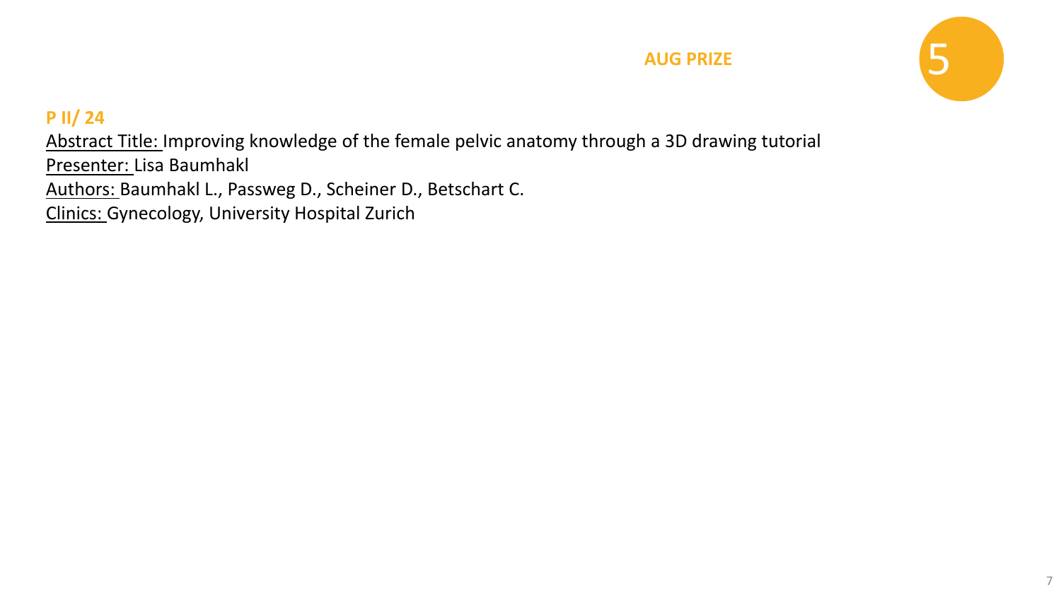**AUG PRIZE**

5

**P II/ 24**

Abstract Title: Improving knowledge of the female pelvic anatomy through a 3D drawing tutorial
Presenter: Lisa Baumhakl
Authors: Baumhakl L., Passweg D., Scheiner D., Betschart C.
Clinics: Gynecology, University Hospital Zurich